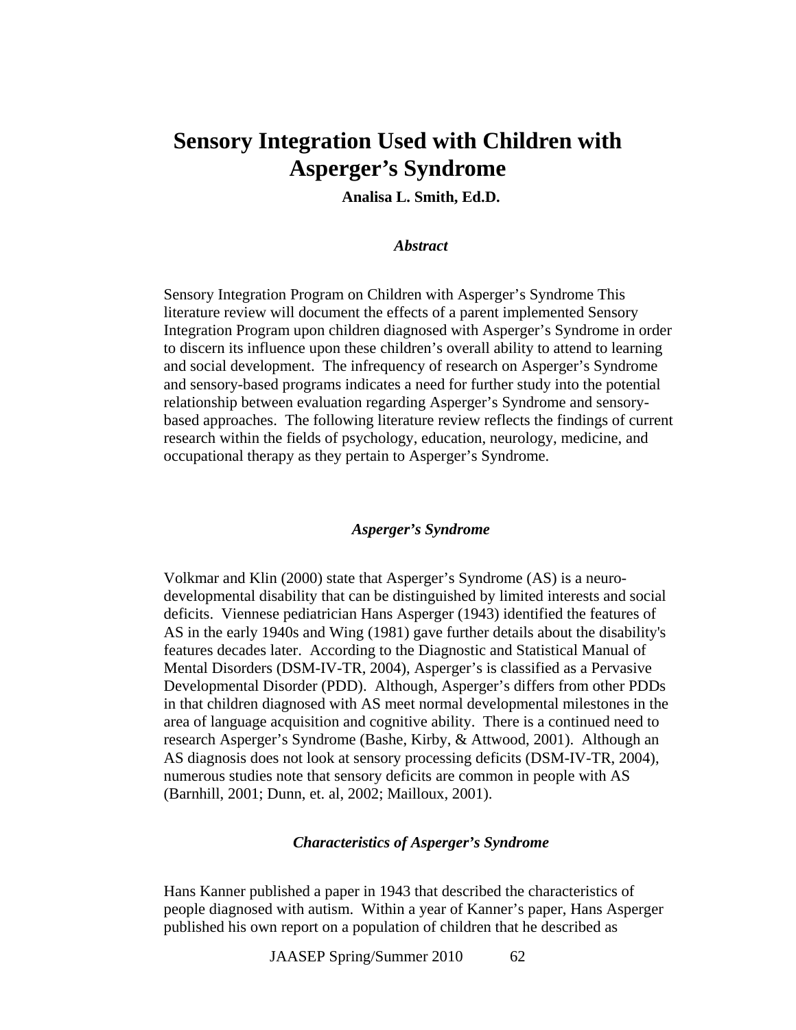# Sensory Integration Used with Children with Asperger's Syndrome

**Analisa L. Smith, Ed.D.**

### *Abstract*

Sensory Integration Program on Children with Asperger's Syndrome This literature review will document the effects of a parent implemented Sensory Integration Program upon children diagnosed with Asperger's Syndrome in order to discern its influence upon these children's overall ability to attend to learning and social development. The infrequency of research on Asperger's Syndrome and sensory-based programs indicates a need for further study into the potential relationship between evaluation regarding Asperger's Syndrome and sensory-based approaches. The following literature review reflects the findings of current research within the fields of psychology, education, neurology, medicine, and occupational therapy as they pertain to Asperger's Syndrome.

### *Asperger's Syndrome*

Volkmar and Klin (2000) state that Asperger's Syndrome (AS) is a neuro-developmental disability that can be distinguished by limited interests and social deficits. Viennese pediatrician Hans Asperger (1943) identified the features of AS in the early 1940s and Wing (1981) gave further details about the disability's features decades later. According to the Diagnostic and Statistical Manual of Mental Disorders (DSM-IV-TR, 2004), Asperger's is classified as a Pervasive Developmental Disorder (PDD). Although, Asperger's differs from other PDDs in that children diagnosed with AS meet normal developmental milestones in the area of language acquisition and cognitive ability. There is a continued need to research Asperger's Syndrome (Bashe, Kirby, & Attwood, 2001). Although an AS diagnosis does not look at sensory processing deficits (DSM-IV-TR, 2004), numerous studies note that sensory deficits are common in people with AS (Barnhill, 2001; Dunn, et. al, 2002; Mailloux, 2001).

### *Characteristics of Asperger's Syndrome*

Hans Kanner published a paper in 1943 that described the characteristics of people diagnosed with autism. Within a year of Kanner's paper, Hans Asperger published his own report on a population of children that he described as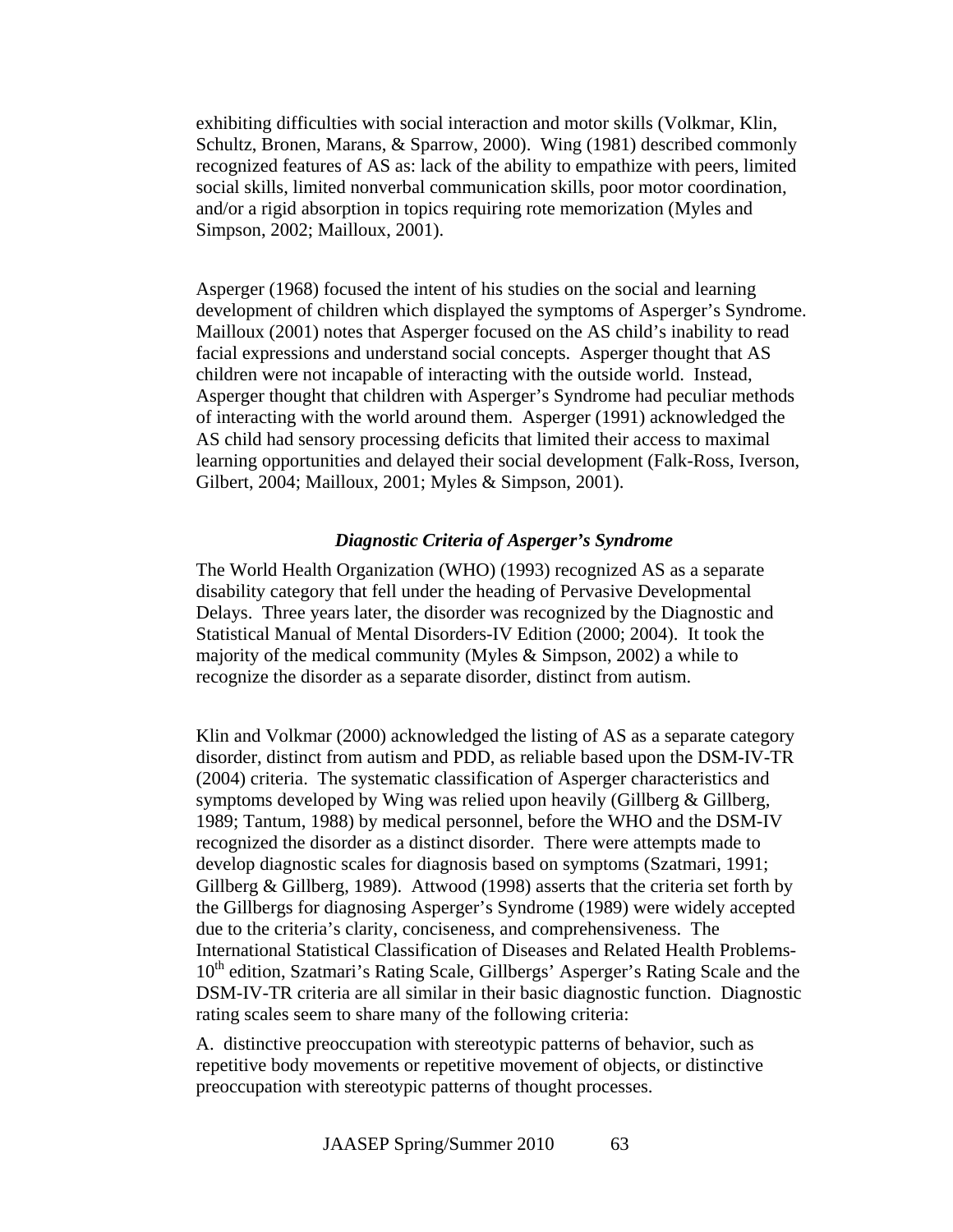exhibiting difficulties with social interaction and motor skills (Volkmar, Klin, Schultz, Bronen, Marans, & Sparrow, 2000). Wing (1981) described commonly recognized features of AS as: lack of the ability to empathize with peers, limited social skills, limited nonverbal communication skills, poor motor coordination, and/or a rigid absorption in topics requiring rote memorization (Myles and Simpson, 2002; Mailloux, 2001).

Asperger (1968) focused the intent of his studies on the social and learning development of children which displayed the symptoms of Asperger's Syndrome. Mailloux (2001) notes that Asperger focused on the AS child's inability to read facial expressions and understand social concepts. Asperger thought that AS children were not incapable of interacting with the outside world. Instead, Asperger thought that children with Asperger's Syndrome had peculiar methods of interacting with the world around them. Asperger (1991) acknowledged the AS child had sensory processing deficits that limited their access to maximal learning opportunities and delayed their social development (Falk-Ross, Iverson, Gilbert, 2004; Mailloux, 2001; Myles & Simpson, 2001).

### *Diagnostic Criteria of Asperger's Syndrome*

The World Health Organization (WHO) (1993) recognized AS as a separate disability category that fell under the heading of Pervasive Developmental Delays. Three years later, the disorder was recognized by the Diagnostic and Statistical Manual of Mental Disorders-IV Edition (2000; 2004). It took the majority of the medical community (Myles & Simpson, 2002) a while to recognize the disorder as a separate disorder, distinct from autism.

Klin and Volkmar (2000) acknowledged the listing of AS as a separate category disorder, distinct from autism and PDD, as reliable based upon the DSM-IV-TR (2004) criteria. The systematic classification of Asperger characteristics and symptoms developed by Wing was relied upon heavily (Gillberg & Gillberg, 1989; Tantum, 1988) by medical personnel, before the WHO and the DSM-IV recognized the disorder as a distinct disorder. There were attempts made to develop diagnostic scales for diagnosis based on symptoms (Szatmari, 1991; Gillberg & Gillberg, 1989). Attwood (1998) asserts that the criteria set forth by the Gillbergs for diagnosing Asperger's Syndrome (1989) were widely accepted due to the criteria's clarity, conciseness, and comprehensiveness. The International Statistical Classification of Diseases and Related Health Problems-10th edition, Szatmari's Rating Scale, Gillbergs' Asperger's Rating Scale and the DSM-IV-TR criteria are all similar in their basic diagnostic function. Diagnostic rating scales seem to share many of the following criteria:

A. distinctive preoccupation with stereotypic patterns of behavior, such as repetitive body movements or repetitive movement of objects, or distinctive preoccupation with stereotypic patterns of thought processes.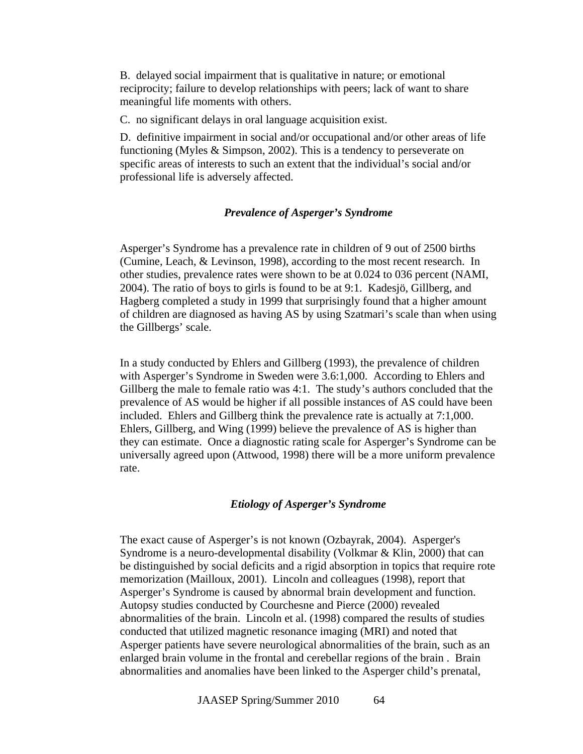B. delayed social impairment that is qualitative in nature; or emotional reciprocity; failure to develop relationships with peers; lack of want to share meaningful life moments with others.

C. no significant delays in oral language acquisition exist.

D. definitive impairment in social and/or occupational and/or other areas of life functioning (Myles & Simpson, 2002). This is a tendency to perseverate on specific areas of interests to such an extent that the individual's social and/or professional life is adversely affected.

### *Prevalence of Asperger's Syndrome*

Asperger's Syndrome has a prevalence rate in children of 9 out of 2500 births (Cumine, Leach, & Levinson, 1998), according to the most recent research. In other studies, prevalence rates were shown to be at 0.024 to 036 percent (NAMI, 2004). The ratio of boys to girls is found to be at 9:1. Kadesjö, Gillberg, and Hagberg completed a study in 1999 that surprisingly found that a higher amount of children are diagnosed as having AS by using Szatmari's scale than when using the Gillbergs' scale.

In a study conducted by Ehlers and Gillberg (1993), the prevalence of children with Asperger's Syndrome in Sweden were 3.6:1,000. According to Ehlers and Gillberg the male to female ratio was 4:1. The study's authors concluded that the prevalence of AS would be higher if all possible instances of AS could have been included. Ehlers and Gillberg think the prevalence rate is actually at 7:1,000. Ehlers, Gillberg, and Wing (1999) believe the prevalence of AS is higher than they can estimate. Once a diagnostic rating scale for Asperger's Syndrome can be universally agreed upon (Attwood, 1998) there will be a more uniform prevalence rate.

### *Etiology of Asperger's Syndrome*

The exact cause of Asperger's is not known (Ozbayrak, 2004). Asperger's Syndrome is a neuro-developmental disability (Volkmar & Klin, 2000) that can be distinguished by social deficits and a rigid absorption in topics that require rote memorization (Mailloux, 2001). Lincoln and colleagues (1998), report that Asperger's Syndrome is caused by abnormal brain development and function. Autopsy studies conducted by Courchesne and Pierce (2000) revealed abnormalities of the brain. Lincoln et al. (1998) compared the results of studies conducted that utilized magnetic resonance imaging (MRI) and noted that Asperger patients have severe neurological abnormalities of the brain, such as an enlarged brain volume in the frontal and cerebellar regions of the brain . Brain abnormalities and anomalies have been linked to the Asperger child's prenatal,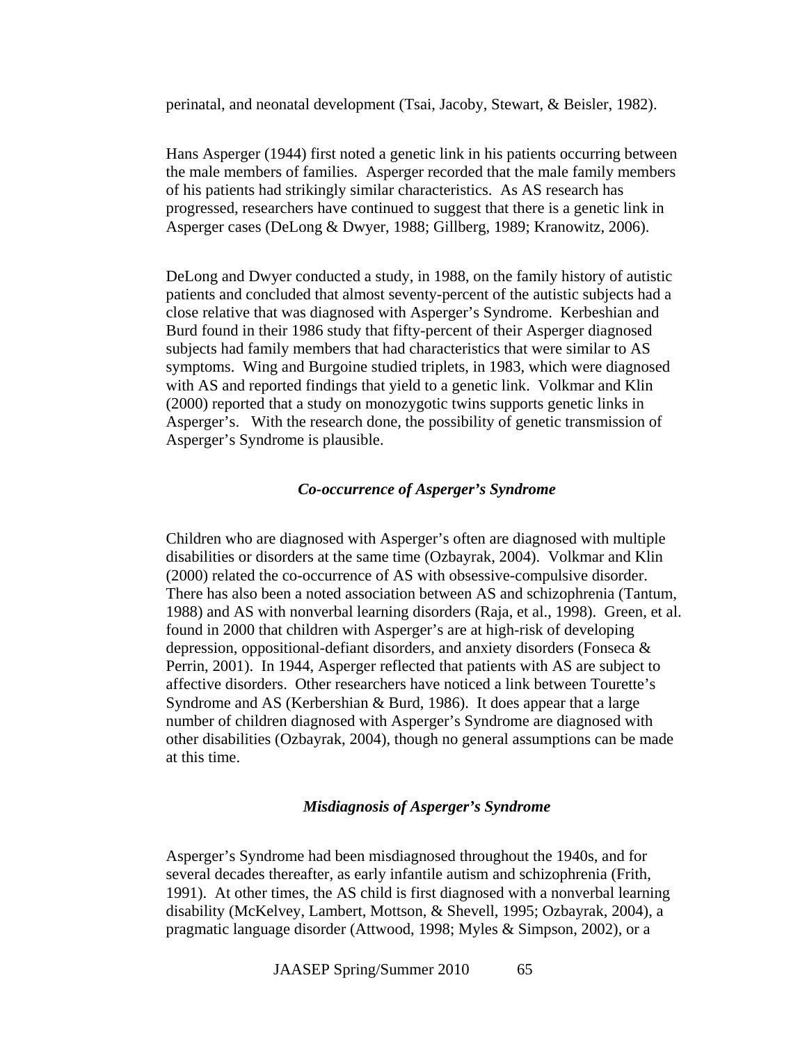perinatal, and neonatal development (Tsai, Jacoby, Stewart, & Beisler, 1982).

Hans Asperger (1944) first noted a genetic link in his patients occurring between the male members of families. Asperger recorded that the male family members of his patients had strikingly similar characteristics. As AS research has progressed, researchers have continued to suggest that there is a genetic link in Asperger cases (DeLong & Dwyer, 1988; Gillberg, 1989; Kranowitz, 2006).

DeLong and Dwyer conducted a study, in 1988, on the family history of autistic patients and concluded that almost seventy-percent of the autistic subjects had a close relative that was diagnosed with Asperger's Syndrome. Kerbeshian and Burd found in their 1986 study that fifty-percent of their Asperger diagnosed subjects had family members that had characteristics that were similar to AS symptoms. Wing and Burgoine studied triplets, in 1983, which were diagnosed with AS and reported findings that yield to a genetic link. Volkmar and Klin (2000) reported that a study on monozygotic twins supports genetic links in Asperger's. With the research done, the possibility of genetic transmission of Asperger's Syndrome is plausible.

### *Co-occurrence of Asperger's Syndrome*

Children who are diagnosed with Asperger's often are diagnosed with multiple disabilities or disorders at the same time (Ozbayrak, 2004). Volkmar and Klin (2000) related the co-occurrence of AS with obsessive-compulsive disorder. There has also been a noted association between AS and schizophrenia (Tantum, 1988) and AS with nonverbal learning disorders (Raja, et al., 1998). Green, et al. found in 2000 that children with Asperger's are at high-risk of developing depression, oppositional-defiant disorders, and anxiety disorders (Fonseca & Perrin, 2001). In 1944, Asperger reflected that patients with AS are subject to affective disorders. Other researchers have noticed a link between Tourette's Syndrome and AS (Kerbershian & Burd, 1986). It does appear that a large number of children diagnosed with Asperger's Syndrome are diagnosed with other disabilities (Ozbayrak, 2004), though no general assumptions can be made at this time.

### *Misdiagnosis of Asperger's Syndrome*

Asperger's Syndrome had been misdiagnosed throughout the 1940s, and for several decades thereafter, as early infantile autism and schizophrenia (Frith, 1991). At other times, the AS child is first diagnosed with a nonverbal learning disability (McKelvey, Lambert, Mottson, & Shevell, 1995; Ozbayrak, 2004), a pragmatic language disorder (Attwood, 1998; Myles & Simpson, 2002), or a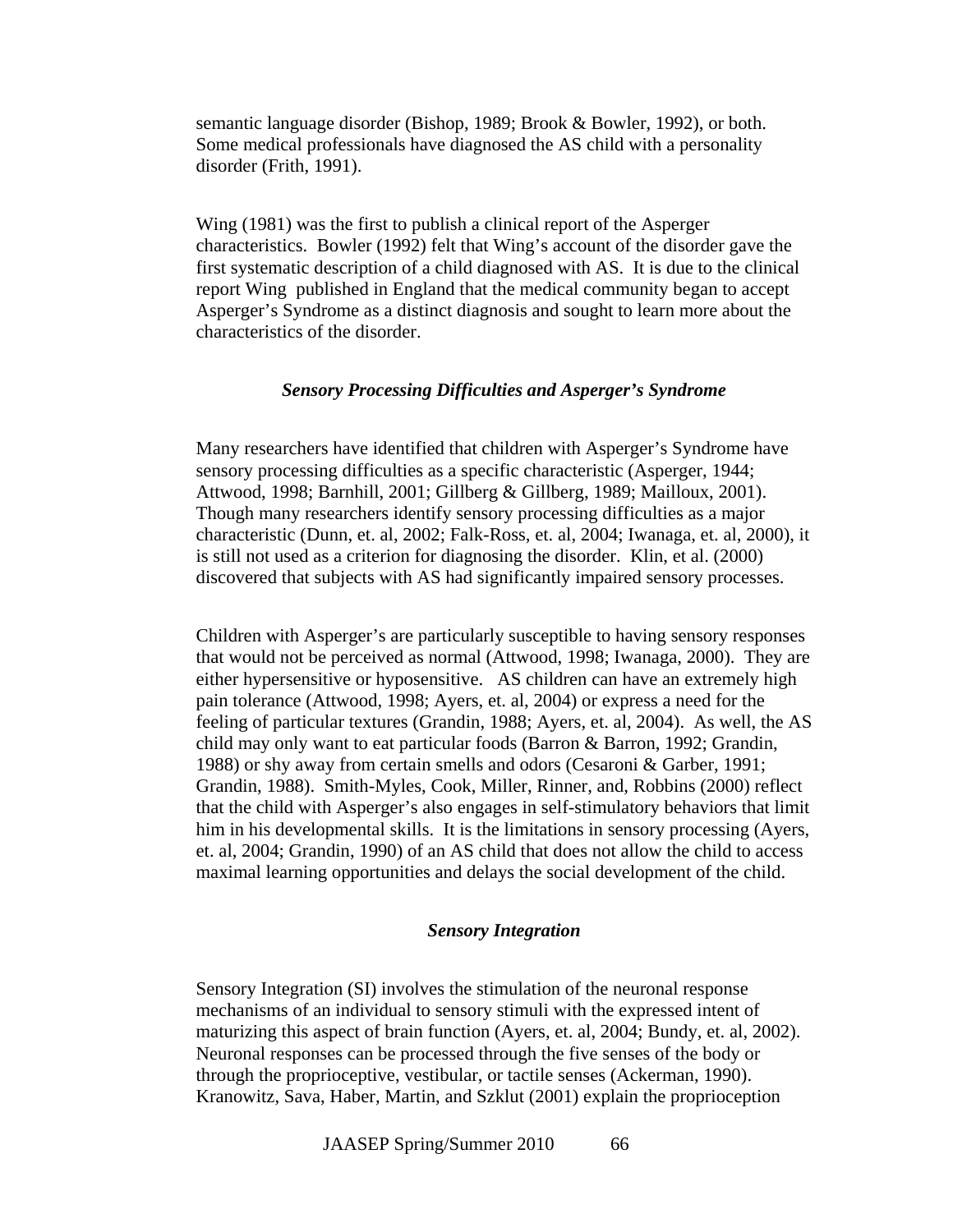semantic language disorder (Bishop, 1989; Brook & Bowler, 1992), or both. Some medical professionals have diagnosed the AS child with a personality disorder (Frith, 1991).

Wing (1981) was the first to publish a clinical report of the Asperger characteristics. Bowler (1992) felt that Wing's account of the disorder gave the first systematic description of a child diagnosed with AS. It is due to the clinical report Wing published in England that the medical community began to accept Asperger's Syndrome as a distinct diagnosis and sought to learn more about the characteristics of the disorder.

### *Sensory Processing Difficulties and Asperger's Syndrome*

Many researchers have identified that children with Asperger's Syndrome have sensory processing difficulties as a specific characteristic (Asperger, 1944; Attwood, 1998; Barnhill, 2001; Gillberg & Gillberg, 1989; Mailloux, 2001). Though many researchers identify sensory processing difficulties as a major characteristic (Dunn, et. al, 2002; Falk-Ross, et. al, 2004; Iwanaga, et. al, 2000), it is still not used as a criterion for diagnosing the disorder. Klin, et al. (2000) discovered that subjects with AS had significantly impaired sensory processes.

Children with Asperger's are particularly susceptible to having sensory responses that would not be perceived as normal (Attwood, 1998; Iwanaga, 2000). They are either hypersensitive or hyposensitive. AS children can have an extremely high pain tolerance (Attwood, 1998; Ayers, et. al, 2004) or express a need for the feeling of particular textures (Grandin, 1988; Ayers, et. al, 2004). As well, the AS child may only want to eat particular foods (Barron & Barron, 1992; Grandin, 1988) or shy away from certain smells and odors (Cesaroni & Garber, 1991; Grandin, 1988). Smith-Myles, Cook, Miller, Rinner, and, Robbins (2000) reflect that the child with Asperger's also engages in self-stimulatory behaviors that limit him in his developmental skills. It is the limitations in sensory processing (Ayers, et. al, 2004; Grandin, 1990) of an AS child that does not allow the child to access maximal learning opportunities and delays the social development of the child.

### *Sensory Integration*

Sensory Integration (SI) involves the stimulation of the neuronal response mechanisms of an individual to sensory stimuli with the expressed intent of maturizing this aspect of brain function (Ayers, et. al, 2004; Bundy, et. al, 2002). Neuronal responses can be processed through the five senses of the body or through the proprioceptive, vestibular, or tactile senses (Ackerman, 1990). Kranowitz, Sava, Haber, Martin, and Szklut (2001) explain the proprioception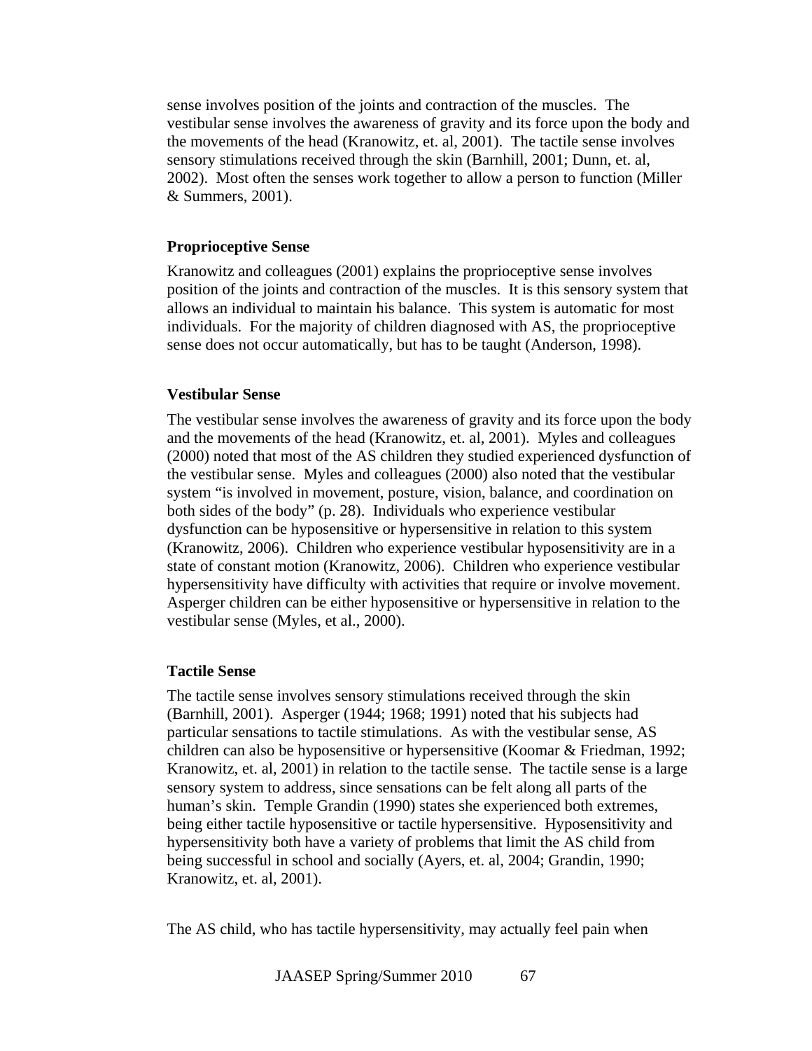sense involves position of the joints and contraction of the muscles. The vestibular sense involves the awareness of gravity and its force upon the body and the movements of the head (Kranowitz, et. al, 2001). The tactile sense involves sensory stimulations received through the skin (Barnhill, 2001; Dunn, et. al, 2002). Most often the senses work together to allow a person to function (Miller & Summers, 2001).

**Proprioceptive Sense**

Kranowitz and colleagues (2001) explains the proprioceptive sense involves position of the joints and contraction of the muscles. It is this sensory system that allows an individual to maintain his balance. This system is automatic for most individuals. For the majority of children diagnosed with AS, the proprioceptive sense does not occur automatically, but has to be taught (Anderson, 1998).

**Vestibular Sense**

The vestibular sense involves the awareness of gravity and its force upon the body and the movements of the head (Kranowitz, et. al, 2001). Myles and colleagues (2000) noted that most of the AS children they studied experienced dysfunction of the vestibular sense. Myles and colleagues (2000) also noted that the vestibular system "is involved in movement, posture, vision, balance, and coordination on both sides of the body" (p. 28). Individuals who experience vestibular dysfunction can be hyposensitive or hypersensitive in relation to this system (Kranowitz, 2006). Children who experience vestibular hyposensitivity are in a state of constant motion (Kranowitz, 2006). Children who experience vestibular hypersensitivity have difficulty with activities that require or involve movement. Asperger children can be either hyposensitive or hypersensitive in relation to the vestibular sense (Myles, et al., 2000).

**Tactile Sense**

The tactile sense involves sensory stimulations received through the skin (Barnhill, 2001). Asperger (1944; 1968; 1991) noted that his subjects had particular sensations to tactile stimulations. As with the vestibular sense, AS children can also be hyposensitive or hypersensitive (Koomar & Friedman, 1992; Kranowitz, et. al, 2001) in relation to the tactile sense. The tactile sense is a large sensory system to address, since sensations can be felt along all parts of the human's skin. Temple Grandin (1990) states she experienced both extremes, being either tactile hyposensitive or tactile hypersensitive. Hyposensitivity and hypersensitivity both have a variety of problems that limit the AS child from being successful in school and socially (Ayers, et. al, 2004; Grandin, 1990; Kranowitz, et. al, 2001).

The AS child, who has tactile hypersensitivity, may actually feel pain when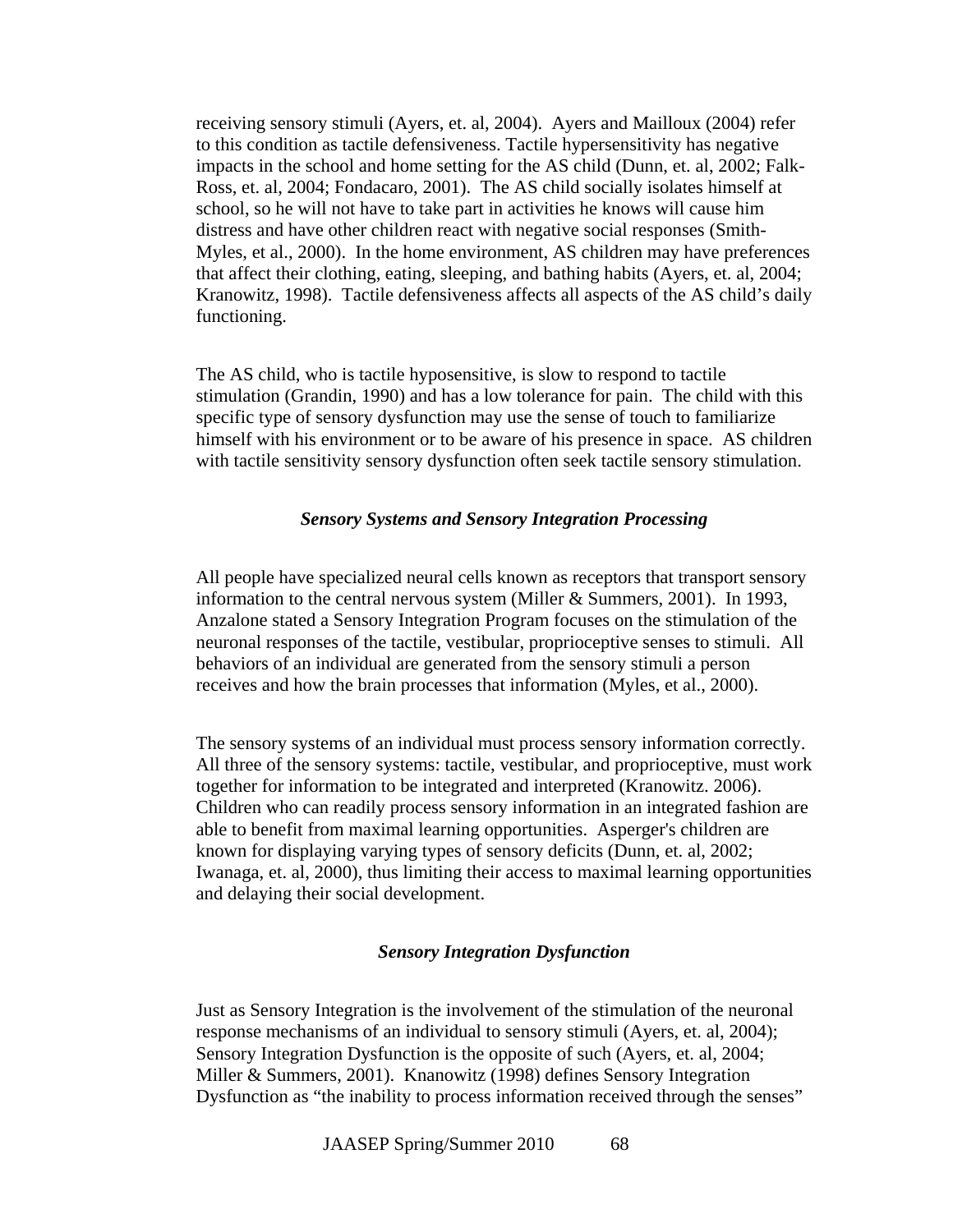receiving sensory stimuli (Ayers, et. al, 2004). Ayers and Mailloux (2004) refer to this condition as tactile defensiveness. Tactile hypersensitivity has negative impacts in the school and home setting for the AS child (Dunn, et. al, 2002; Falk-Ross, et. al, 2004; Fondacaro, 2001). The AS child socially isolates himself at school, so he will not have to take part in activities he knows will cause him distress and have other children react with negative social responses (Smith-Myles, et al., 2000). In the home environment, AS children may have preferences that affect their clothing, eating, sleeping, and bathing habits (Ayers, et. al, 2004; Kranowitz, 1998). Tactile defensiveness affects all aspects of the AS child's daily functioning.

The AS child, who is tactile hyposensitive, is slow to respond to tactile stimulation (Grandin, 1990) and has a low tolerance for pain. The child with this specific type of sensory dysfunction may use the sense of touch to familiarize himself with his environment or to be aware of his presence in space. AS children with tactile sensitivity sensory dysfunction often seek tactile sensory stimulation.

### *Sensory Systems and Sensory Integration Processing*

All people have specialized neural cells known as receptors that transport sensory information to the central nervous system (Miller & Summers, 2001). In 1993, Anzalone stated a Sensory Integration Program focuses on the stimulation of the neuronal responses of the tactile, vestibular, proprioceptive senses to stimuli. All behaviors of an individual are generated from the sensory stimuli a person receives and how the brain processes that information (Myles, et al., 2000).

The sensory systems of an individual must process sensory information correctly. All three of the sensory systems: tactile, vestibular, and proprioceptive, must work together for information to be integrated and interpreted (Kranowitz. 2006). Children who can readily process sensory information in an integrated fashion are able to benefit from maximal learning opportunities. Asperger's children are known for displaying varying types of sensory deficits (Dunn, et. al, 2002; Iwanaga, et. al, 2000), thus limiting their access to maximal learning opportunities and delaying their social development.

### *Sensory Integration Dysfunction*

Just as Sensory Integration is the involvement of the stimulation of the neuronal response mechanisms of an individual to sensory stimuli (Ayers, et. al, 2004); Sensory Integration Dysfunction is the opposite of such (Ayers, et. al, 2004; Miller & Summers, 2001). Knanowitz (1998) defines Sensory Integration Dysfunction as "the inability to process information received through the senses"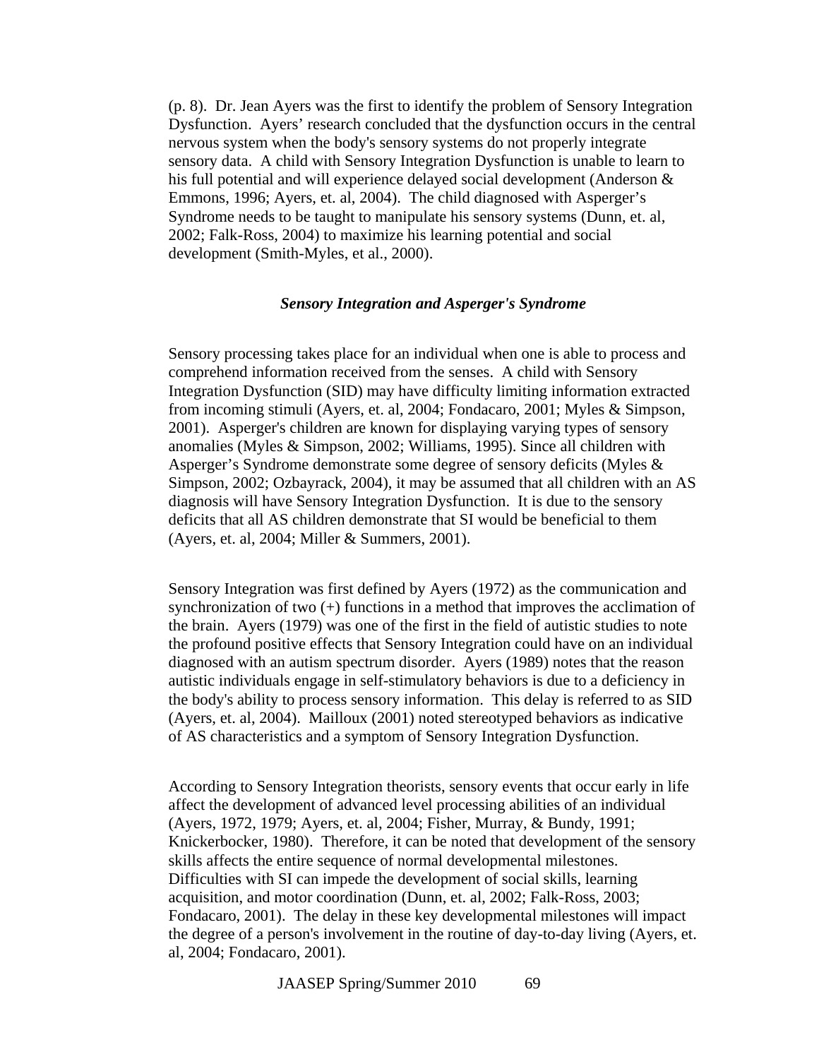(p. 8). Dr. Jean Ayers was the first to identify the problem of Sensory Integration Dysfunction. Ayers' research concluded that the dysfunction occurs in the central nervous system when the body's sensory systems do not properly integrate sensory data. A child with Sensory Integration Dysfunction is unable to learn to his full potential and will experience delayed social development (Anderson & Emmons, 1996; Ayers, et. al, 2004). The child diagnosed with Asperger's Syndrome needs to be taught to manipulate his sensory systems (Dunn, et. al, 2002; Falk-Ross, 2004) to maximize his learning potential and social development (Smith-Myles, et al., 2000).

### *Sensory Integration and Asperger's Syndrome*

Sensory processing takes place for an individual when one is able to process and comprehend information received from the senses. A child with Sensory Integration Dysfunction (SID) may have difficulty limiting information extracted from incoming stimuli (Ayers, et. al, 2004; Fondacaro, 2001; Myles & Simpson, 2001). Asperger's children are known for displaying varying types of sensory anomalies (Myles & Simpson, 2002; Williams, 1995). Since all children with Asperger's Syndrome demonstrate some degree of sensory deficits (Myles & Simpson, 2002; Ozbayrack, 2004), it may be assumed that all children with an AS diagnosis will have Sensory Integration Dysfunction. It is due to the sensory deficits that all AS children demonstrate that SI would be beneficial to them (Ayers, et. al, 2004; Miller & Summers, 2001).

Sensory Integration was first defined by Ayers (1972) as the communication and synchronization of two (+) functions in a method that improves the acclimation of the brain. Ayers (1979) was one of the first in the field of autistic studies to note the profound positive effects that Sensory Integration could have on an individual diagnosed with an autism spectrum disorder. Ayers (1989) notes that the reason autistic individuals engage in self-stimulatory behaviors is due to a deficiency in the body's ability to process sensory information. This delay is referred to as SID (Ayers, et. al, 2004). Mailloux (2001) noted stereotyped behaviors as indicative of AS characteristics and a symptom of Sensory Integration Dysfunction.

According to Sensory Integration theorists, sensory events that occur early in life affect the development of advanced level processing abilities of an individual (Ayers, 1972, 1979; Ayers, et. al, 2004; Fisher, Murray, & Bundy, 1991; Knickerbocker, 1980). Therefore, it can be noted that development of the sensory skills affects the entire sequence of normal developmental milestones. Difficulties with SI can impede the development of social skills, learning acquisition, and motor coordination (Dunn, et. al, 2002; Falk-Ross, 2003; Fondacaro, 2001). The delay in these key developmental milestones will impact the degree of a person's involvement in the routine of day-to-day living (Ayers, et. al, 2004; Fondacaro, 2001).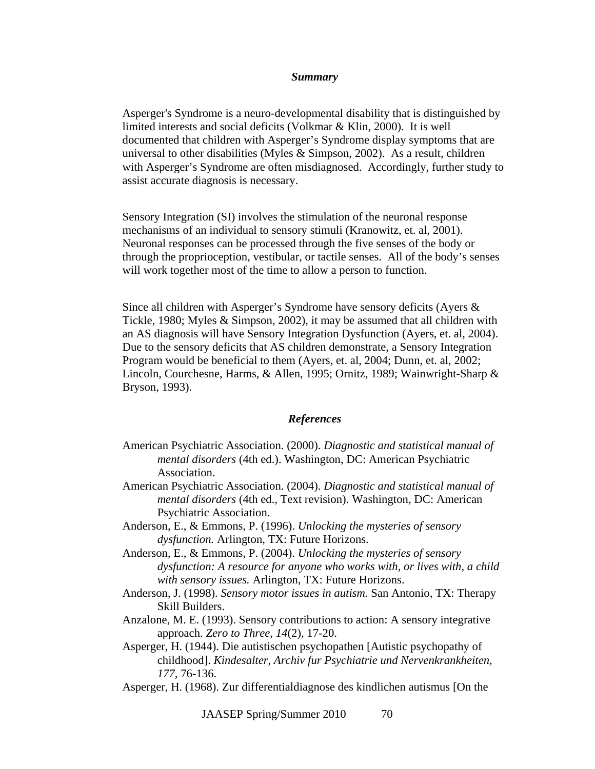### *Summary*

Asperger's Syndrome is a neuro-developmental disability that is distinguished by limited interests and social deficits (Volkmar & Klin, 2000). It is well documented that children with Asperger's Syndrome display symptoms that are universal to other disabilities (Myles & Simpson, 2002). As a result, children with Asperger's Syndrome are often misdiagnosed. Accordingly, further study to assist accurate diagnosis is necessary.

Sensory Integration (SI) involves the stimulation of the neuronal response mechanisms of an individual to sensory stimuli (Kranowitz, et. al, 2001). Neuronal responses can be processed through the five senses of the body or through the proprioception, vestibular, or tactile senses. All of the body's senses will work together most of the time to allow a person to function.

Since all children with Asperger's Syndrome have sensory deficits (Ayers & Tickle, 1980; Myles & Simpson, 2002), it may be assumed that all children with an AS diagnosis will have Sensory Integration Dysfunction (Ayers, et. al, 2004). Due to the sensory deficits that AS children demonstrate, a Sensory Integration Program would be beneficial to them (Ayers, et. al, 2004; Dunn, et. al, 2002; Lincoln, Courchesne, Harms, & Allen, 1995; Ornitz, 1989; Wainwright-Sharp & Bryson, 1993).

### *References*

American Psychiatric Association. (2000). *Diagnostic and statistical manual of mental disorders* (4th ed.). Washington, DC: American Psychiatric Association.

American Psychiatric Association. (2004). *Diagnostic and statistical manual of mental disorders* (4th ed., Text revision). Washington, DC: American Psychiatric Association.

Anderson, E., & Emmons, P. (1996). *Unlocking the mysteries of sensory dysfunction.* Arlington, TX: Future Horizons.

Anderson, E., & Emmons, P. (2004). *Unlocking the mysteries of sensory dysfunction: A resource for anyone who works with, or lives with, a child with sensory issues.* Arlington, TX: Future Horizons.

Anderson, J. (1998). *Sensory motor issues in autism.* San Antonio, TX: Therapy Skill Builders.

Anzalone, M. E. (1993). Sensory contributions to action: A sensory integrative approach. *Zero to Three, 14*(2), 17-20.

Asperger, H. (1944). Die autistischen psychopathen [Autistic psychopathy of childhood]. *Kindesalter, Archiv fur Psychiatrie und Nervenkrankheiten, 177,* 76-136.

Asperger, H. (1968). Zur differentialdiagnose des kindlichen autismus [On the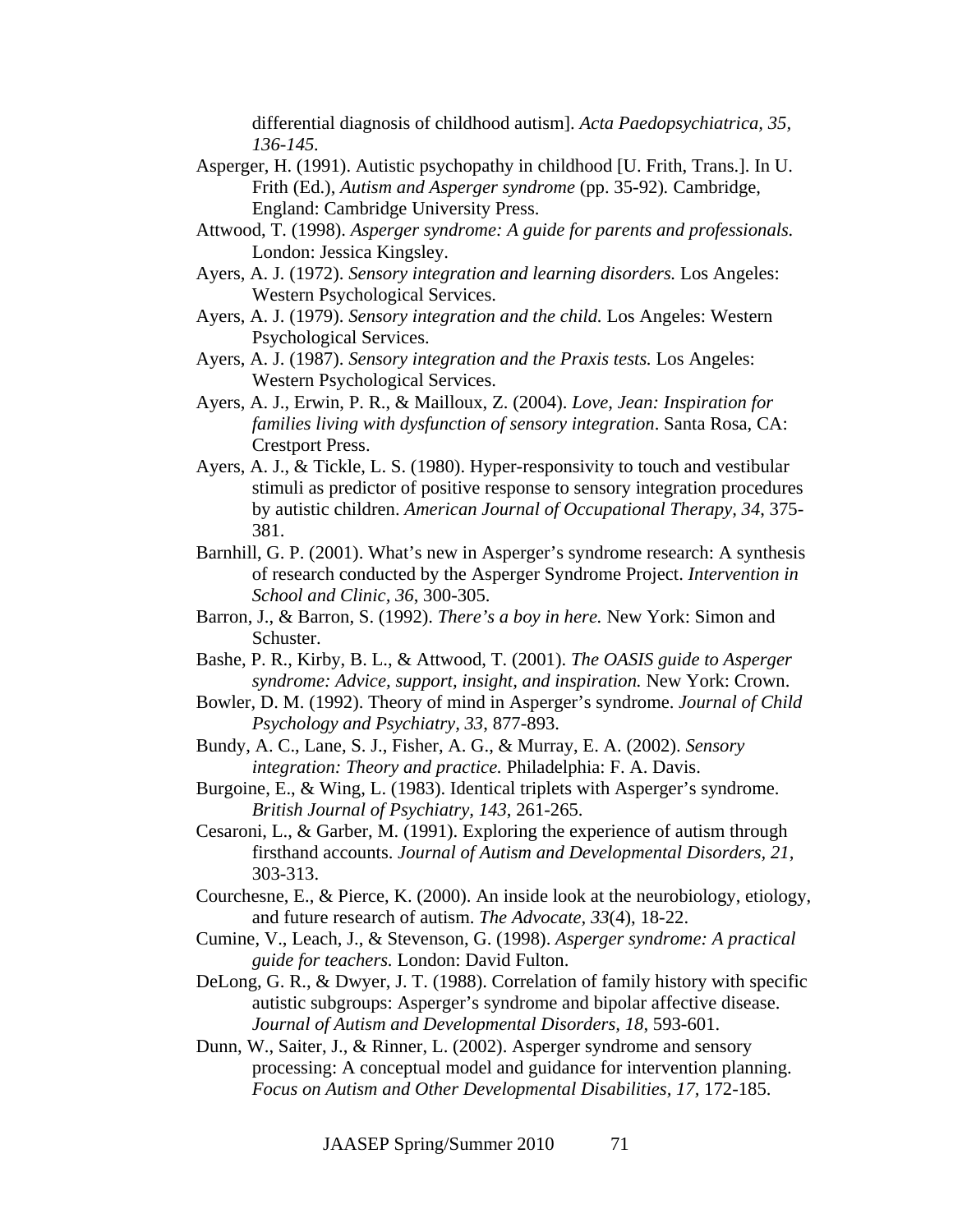differential diagnosis of childhood autism]. *Acta Paedopsychiatrica, 35, 136-145.*

Asperger, H. (1991). Autistic psychopathy in childhood [U. Frith, Trans.]. In U. Frith (Ed.), *Autism and Asperger syndrome* (pp. 35-92)*.* Cambridge, England: Cambridge University Press.

Attwood, T. (1998). *Asperger syndrome: A guide for parents and professionals.* London: Jessica Kingsley.

Ayers, A. J. (1972). *Sensory integration and learning disorders.* Los Angeles: Western Psychological Services.

Ayers, A. J. (1979). *Sensory integration and the child.* Los Angeles: Western Psychological Services.

Ayers, A. J. (1987). *Sensory integration and the Praxis tests.* Los Angeles: Western Psychological Services.

Ayers, A. J., Erwin, P. R., & Mailloux, Z. (2004). *Love, Jean: Inspiration for families living with dysfunction of sensory integration*. Santa Rosa, CA: Crestport Press.

Ayers, A. J., & Tickle, L. S. (1980). Hyper-responsivity to touch and vestibular stimuli as predictor of positive response to sensory integration procedures by autistic children. *American Journal of Occupational Therapy, 34*, 375-381.

Barnhill, G. P. (2001). What's new in Asperger's syndrome research: A synthesis of research conducted by the Asperger Syndrome Project. *Intervention in School and Clinic, 36*, 300-305.

Barron, J., & Barron, S. (1992). *There's a boy in here.* New York: Simon and Schuster.

Bashe, P. R., Kirby, B. L., & Attwood, T. (2001). *The OASIS guide to Asperger syndrome: Advice, support, insight, and inspiration.* New York: Crown.

Bowler, D. M. (1992). Theory of mind in Asperger's syndrome. *Journal of Child Psychology and Psychiatry, 33*, 877-893.

Bundy, A. C., Lane, S. J., Fisher, A. G., & Murray, E. A. (2002). *Sensory integration: Theory and practice.* Philadelphia: F. A. Davis.

Burgoine, E., & Wing, L. (1983). Identical triplets with Asperger's syndrome. *British Journal of Psychiatry, 143*, 261-265.

Cesaroni, L., & Garber, M. (1991). Exploring the experience of autism through firsthand accounts. *Journal of Autism and Developmental Disorders, 21*, 303-313.

Courchesne, E., & Pierce, K. (2000). An inside look at the neurobiology, etiology, and future research of autism. *The Advocate, 33*(4), 18-22.

Cumine, V., Leach, J., & Stevenson, G. (1998). *Asperger syndrome: A practical guide for teachers.* London: David Fulton.

DeLong, G. R., & Dwyer, J. T. (1988). Correlation of family history with specific autistic subgroups: Asperger's syndrome and bipolar affective disease. *Journal of Autism and Developmental Disorders, 18*, 593-601.

Dunn, W., Saiter, J., & Rinner, L. (2002). Asperger syndrome and sensory processing: A conceptual model and guidance for intervention planning. *Focus on Autism and Other Developmental Disabilities, 17,* 172-185.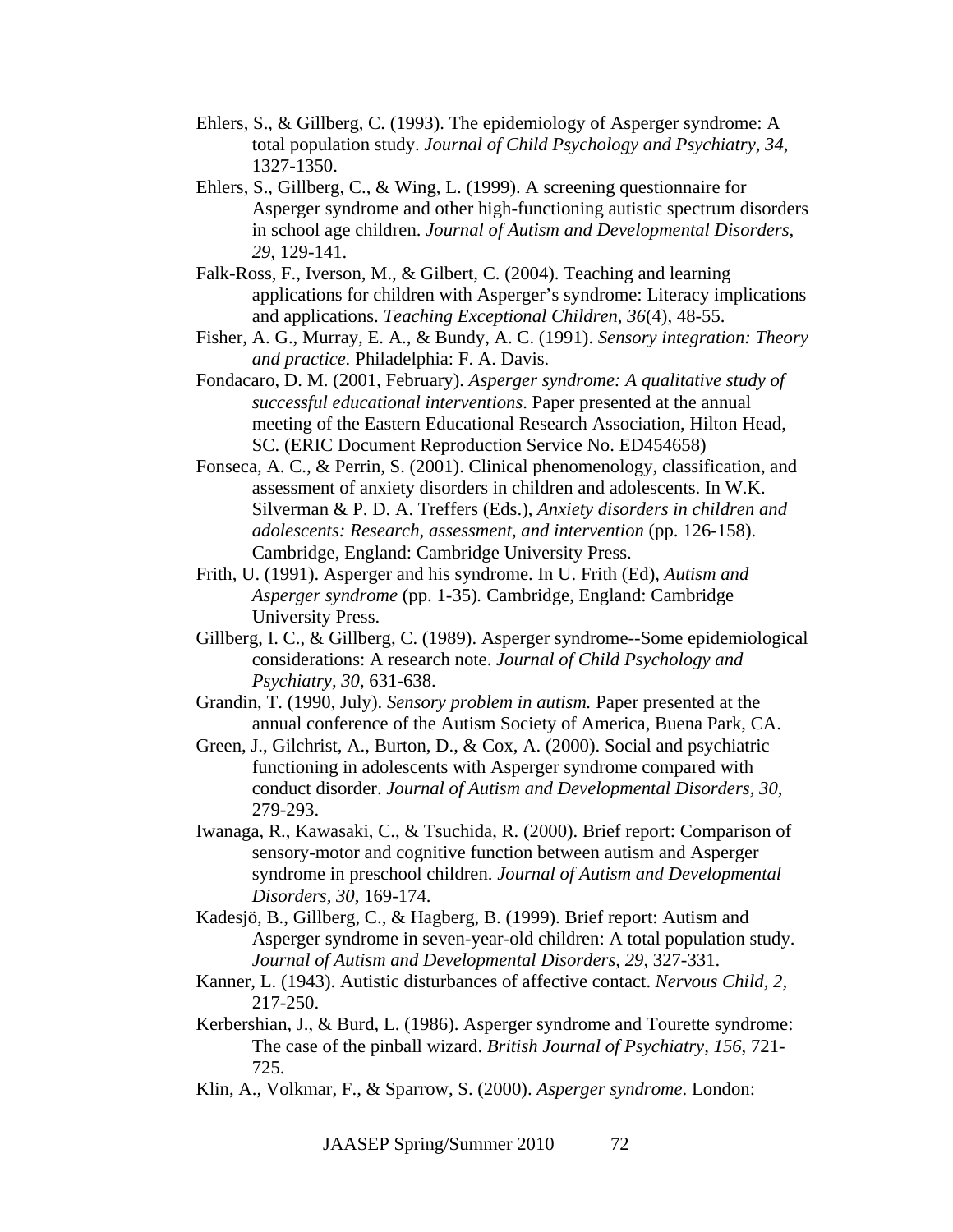Ehlers, S., & Gillberg, C. (1993). The epidemiology of Asperger syndrome: A total population study. *Journal of Child Psychology and Psychiatry, 34*, 1327-1350.

Ehlers, S., Gillberg, C., & Wing, L. (1999). A screening questionnaire for Asperger syndrome and other high-functioning autistic spectrum disorders in school age children. *Journal of Autism and Developmental Disorders, 29*, 129-141.

Falk-Ross, F., Iverson, M., & Gilbert, C. (2004). Teaching and learning applications for children with Asperger's syndrome: Literacy implications and applications. *Teaching Exceptional Children, 36*(4), 48-55.

Fisher, A. G., Murray, E. A., & Bundy, A. C. (1991). *Sensory integration: Theory and practice.* Philadelphia: F. A. Davis.

Fondacaro, D. M. (2001, February). *Asperger syndrome: A qualitative study of successful educational interventions*. Paper presented at the annual meeting of the Eastern Educational Research Association, Hilton Head, SC. (ERIC Document Reproduction Service No. ED454658)

Fonseca, A. C., & Perrin, S. (2001). Clinical phenomenology, classification, and assessment of anxiety disorders in children and adolescents. In W.K. Silverman & P. D. A. Treffers (Eds.), *Anxiety disorders in children and adolescents: Research, assessment, and intervention* (pp. 126-158). Cambridge, England: Cambridge University Press.

Frith, U. (1991). Asperger and his syndrome. In U. Frith (Ed), *Autism and Asperger syndrome* (pp. 1-35). Cambridge, England: Cambridge University Press.

Gillberg, I. C., & Gillberg, C. (1989). Asperger syndrome--Some epidemiological considerations: A research note. *Journal of Child Psychology and Psychiatry, 30*, 631-638.

Grandin, T. (1990, July). *Sensory problem in autism.* Paper presented at the annual conference of the Autism Society of America, Buena Park, CA.

Green, J., Gilchrist, A., Burton, D., & Cox, A. (2000). Social and psychiatric functioning in adolescents with Asperger syndrome compared with conduct disorder. *Journal of Autism and Developmental Disorders, 30*, 279-293.

Iwanaga, R., Kawasaki, C., & Tsuchida, R. (2000). Brief report: Comparison of sensory-motor and cognitive function between autism and Asperger syndrome in preschool children. *Journal of Autism and Developmental Disorders, 30*, 169-174.

Kadesjö, B., Gillberg, C., & Hagberg, B. (1999). Brief report: Autism and Asperger syndrome in seven-year-old children: A total population study. *Journal of Autism and Developmental Disorders, 29*, 327-331.

Kanner, L. (1943). Autistic disturbances of affective contact. *Nervous Child, 2*, 217-250.

Kerbershian, J., & Burd, L. (1986). Asperger syndrome and Tourette syndrome: The case of the pinball wizard. *British Journal of Psychiatry, 156*, 721-725.

Klin, A., Volkmar, F., & Sparrow, S. (2000). *Asperger syndrome*. London: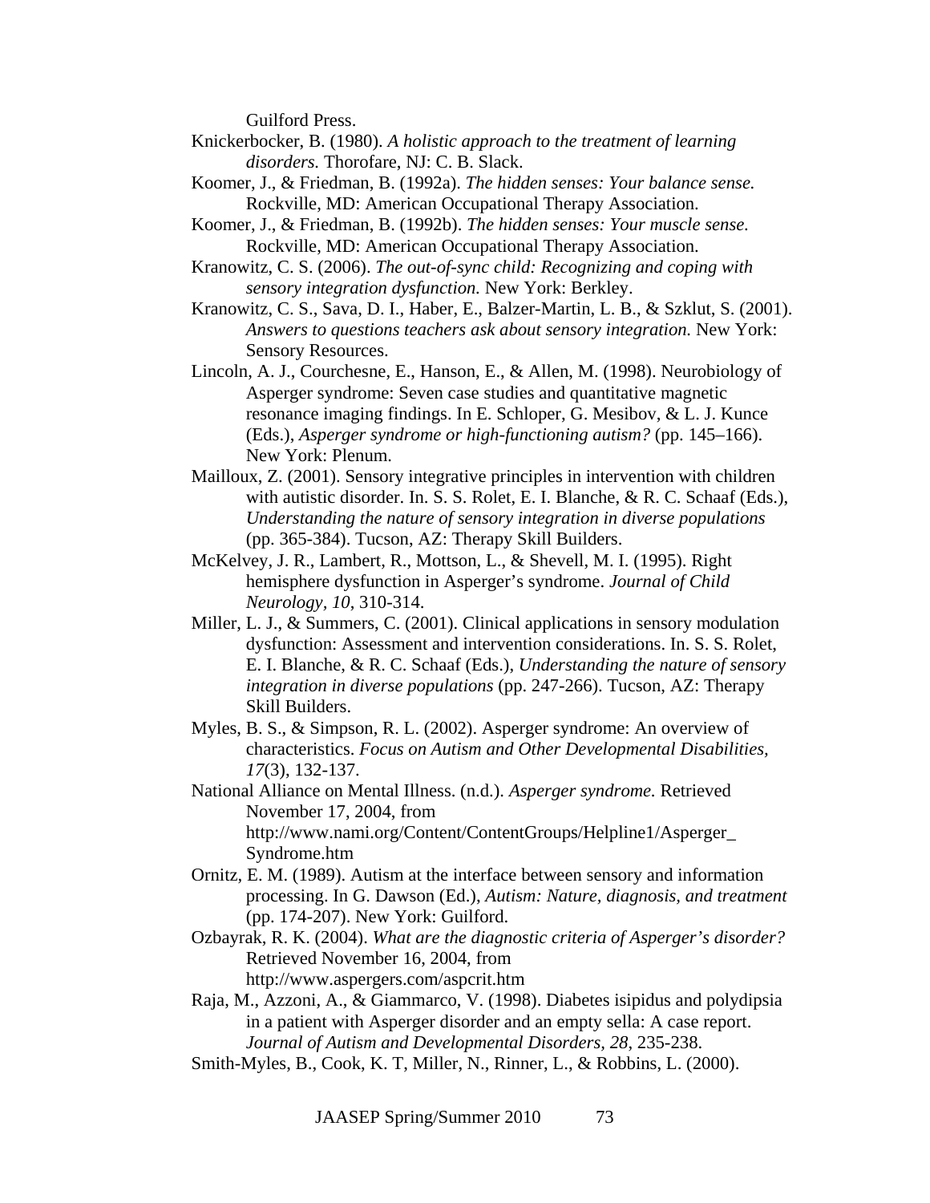Guilford Press.

Knickerbocker, B. (1980). *A holistic approach to the treatment of learning disorders.* Thorofare, NJ: C. B. Slack.

Koomer, J., & Friedman, B. (1992a). *The hidden senses: Your balance sense.* Rockville, MD: American Occupational Therapy Association.

Koomer, J., & Friedman, B. (1992b). *The hidden senses: Your muscle sense.* Rockville, MD: American Occupational Therapy Association.

Kranowitz, C. S. (2006). *The out-of-sync child: Recognizing and coping with sensory integration dysfunction.* New York: Berkley.

Kranowitz, C. S., Sava, D. I., Haber, E., Balzer-Martin, L. B., & Szklut, S. (2001). *Answers to questions teachers ask about sensory integration.* New York: Sensory Resources.

Lincoln, A. J., Courchesne, E., Hanson, E., & Allen, M. (1998). Neurobiology of Asperger syndrome: Seven case studies and quantitative magnetic resonance imaging findings. In E. Schloper, G. Mesibov, & L. J. Kunce (Eds.), *Asperger syndrome or high-functioning autism?* (pp. 145–166). New York: Plenum.

Mailloux, Z. (2001). Sensory integrative principles in intervention with children with autistic disorder. In. S. S. Rolet, E. I. Blanche, & R. C. Schaaf (Eds.), *Understanding the nature of sensory integration in diverse populations* (pp. 365-384). Tucson, AZ: Therapy Skill Builders.

McKelvey, J. R., Lambert, R., Mottson, L., & Shevell, M. I. (1995). Right hemisphere dysfunction in Asperger's syndrome. *Journal of Child Neurology, 10*, 310-314.

Miller, L. J., & Summers, C. (2001). Clinical applications in sensory modulation dysfunction: Assessment and intervention considerations. In. S. S. Rolet, E. I. Blanche, & R. C. Schaaf (Eds.), *Understanding the nature of sensory integration in diverse populations* (pp. 247-266). Tucson, AZ: Therapy Skill Builders.

Myles, B. S., & Simpson, R. L. (2002). Asperger syndrome: An overview of characteristics. *Focus on Autism and Other Developmental Disabilities, 17*(3), 132-137.

National Alliance on Mental Illness. (n.d.). *Asperger syndrome.* Retrieved November 17, 2004, from http://www.nami.org/Content/ContentGroups/Helpline1/Asperger_Syndrome.htm

Ornitz, E. M. (1989). Autism at the interface between sensory and information processing. In G. Dawson (Ed.), *Autism: Nature, diagnosis, and treatment* (pp. 174-207). New York: Guilford.

Ozbayrak, R. K. (2004). *What are the diagnostic criteria of Asperger's disorder?* Retrieved November 16, 2004, from http://www.aspergers.com/aspcrit.htm

Raja, M., Azzoni, A., & Giammarco, V. (1998). Diabetes isipidus and polydipsia in a patient with Asperger disorder and an empty sella: A case report. *Journal of Autism and Developmental Disorders, 28*, 235-238.

Smith-Myles, B., Cook, K. T, Miller, N., Rinner, L., & Robbins, L. (2000).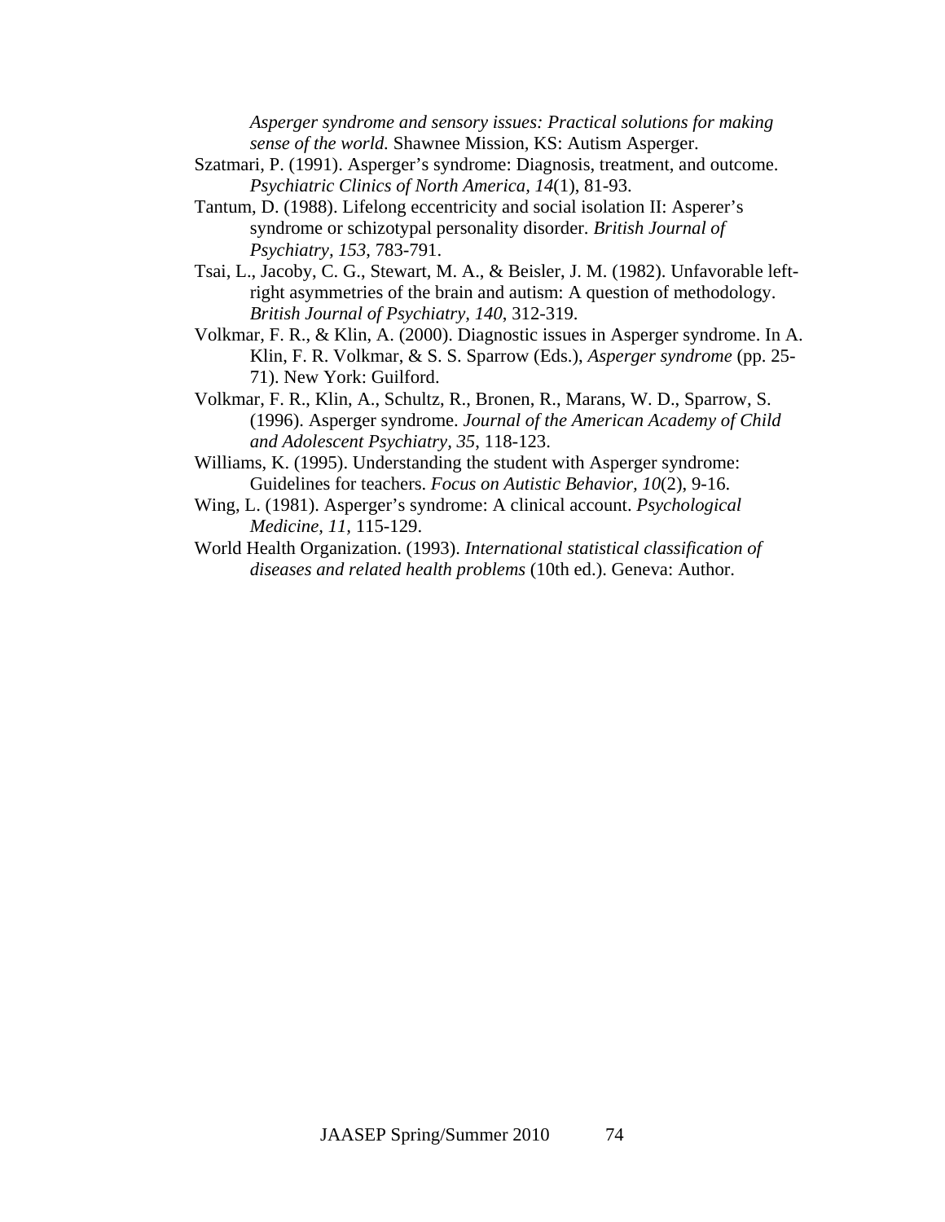*Asperger syndrome and sensory issues: Practical solutions for making sense of the world.* Shawnee Mission, KS: Autism Asperger.

Szatmari, P. (1991). Asperger's syndrome: Diagnosis, treatment, and outcome. *Psychiatric Clinics of North America, 14*(1), 81-93.

Tantum, D. (1988). Lifelong eccentricity and social isolation II: Asperer's syndrome or schizotypal personality disorder. *British Journal of Psychiatry, 153*, 783-791.

Tsai, L., Jacoby, C. G., Stewart, M. A., & Beisler, J. M. (1982). Unfavorable left-right asymmetries of the brain and autism: A question of methodology. *British Journal of Psychiatry, 140*, 312-319.

Volkmar, F. R., & Klin, A. (2000). Diagnostic issues in Asperger syndrome. In A. Klin, F. R. Volkmar, & S. S. Sparrow (Eds.), *Asperger syndrome* (pp. 25-71). New York: Guilford.

Volkmar, F. R., Klin, A., Schultz, R., Bronen, R., Marans, W. D., Sparrow, S. (1996). Asperger syndrome. *Journal of the American Academy of Child and Adolescent Psychiatry, 35*, 118-123.

Williams, K. (1995). Understanding the student with Asperger syndrome: Guidelines for teachers. *Focus on Autistic Behavior, 10*(2), 9-16.

Wing, L. (1981). Asperger's syndrome: A clinical account. *Psychological Medicine, 11*, 115-129.

World Health Organization. (1993). *International statistical classification of diseases and related health problems* (10th ed.). Geneva: Author.